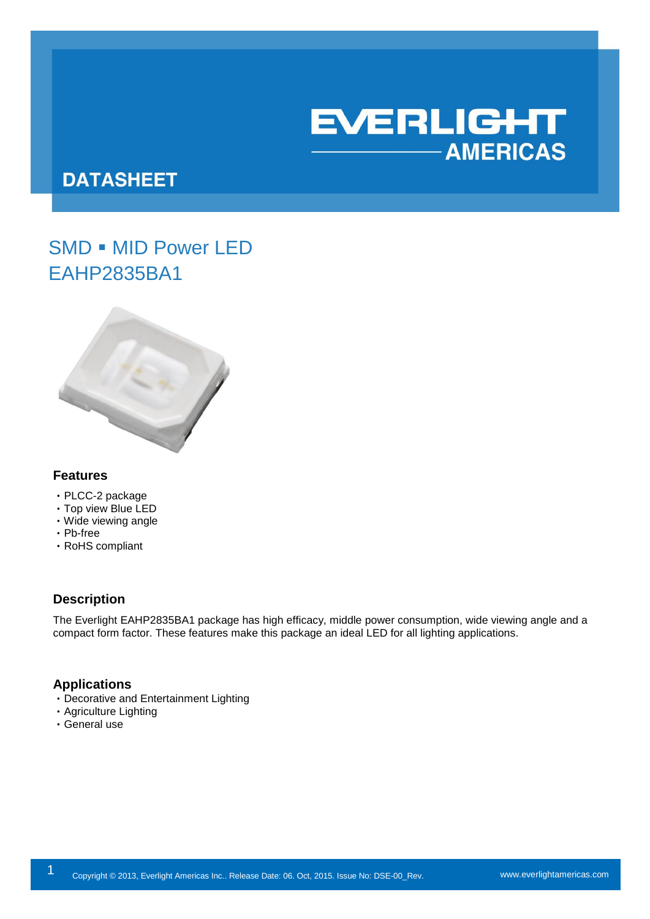EVERLIGHT AMERICAS

# DATASHEET

## SMD ▪ MID Power LED
## EAHP2835BA1

### Features

- PLCC-2 package
- Top view Blue LED
- Wide viewing angle
- Pb-free
- RoHS compliant

### Description

The Everlight EAHP2835BA1 package has high efficacy, middle power consumption, wide viewing angle and a compact form factor. These features make this package an ideal LED for all lighting applications.

### Applications

- Decorative and Entertainment Lighting
- Agriculture Lighting
- General use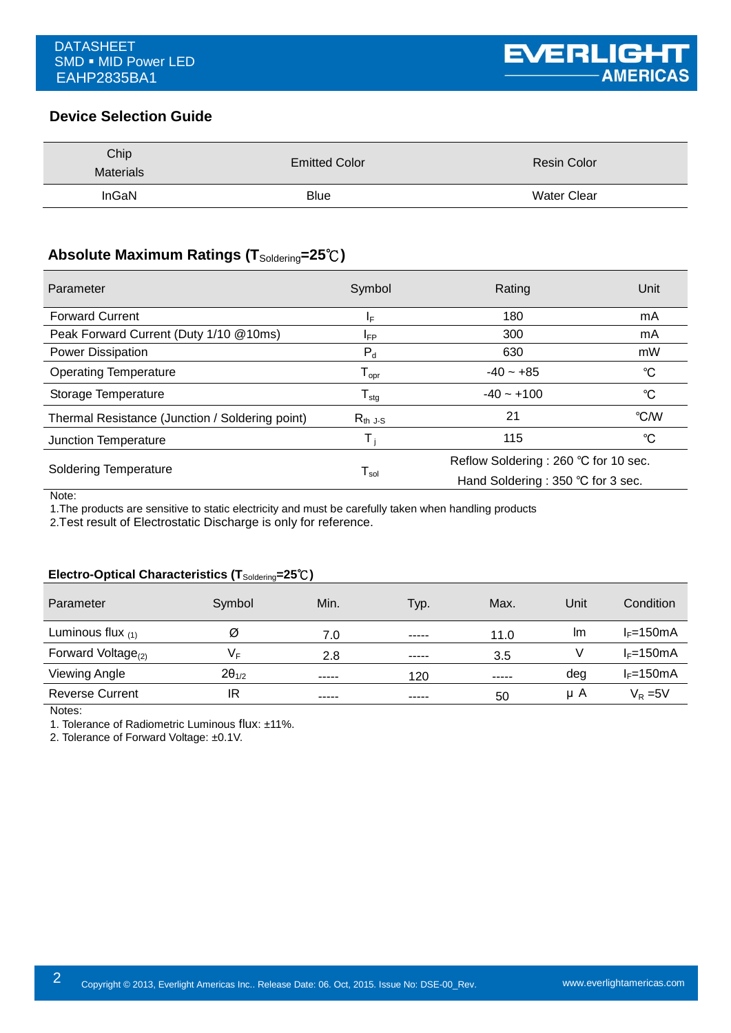## Device Selection Guide

| Chip Materials | Emitted Color | Resin Color |
|---|---|---|
| InGaN | Blue | Water Clear |

## Absolute Maximum Ratings ($T_{Soldering}$=25℃)

| Parameter | Symbol | Rating | Unit |
|---|---|---|---|
| Forward Current | $I_F$ | 180 | mA |
| Peak Forward Current (Duty 1/10 @10ms) | $I_{FP}$ | 300 | mA |
| Power Dissipation | $P_d$ | 630 | mW |
| Operating Temperature | $T_{opr}$ | -40 ~ +85 | ℃ |
| Storage Temperature | $T_{stg}$ | -40 ~ +100 | ℃ |
| Thermal Resistance (Junction / Soldering point) | $R_{th\ J\text{-}S}$ | 21 | ℃/W |
| Junction Temperature | $T_j$ | 115 | ℃ |
| Soldering Temperature | $T_{sol}$ | Reflow Soldering : 260 ℃ for 10 sec.<br>Hand Soldering : 350 ℃ for 3 sec. | |

Note:

1.The products are sensitive to static electricity and must be carefully taken when handling products

2.Test result of Electrostatic Discharge is only for reference.

## Electro-Optical Characteristics ($T_{Soldering}$=25℃)

| Parameter | Symbol | Min. | Typ. | Max. | Unit | Condition |
|---|---|---|---|---|---|---|
| Luminous flux (1) | Ø | 7.0 | ----- | 11.0 | lm | $I_F$=150mA |
| Forward Voltage(2) | $V_F$ | 2.8 | ----- | 3.5 | V | $I_F$=150mA |
| Viewing Angle | $2\theta_{1/2}$ | ----- | 120 | ----- | deg | $I_F$=150mA |
| Reverse Current | IR | ----- | ----- | 50 | μ A | $V_R$ =5V |

Notes:

1. Tolerance of Radiometric Luminous flux: ±11%.
2. Tolerance of Forward Voltage: ±0.1V.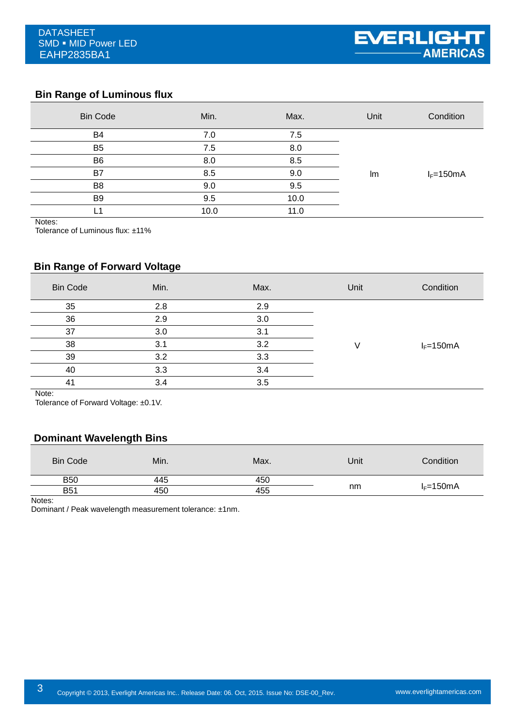## Bin Range of Luminous flux

| Bin Code | Min. | Max. | Unit | Condition |
|---|---|---|---|---|
| B4 | 7.0 | 7.5 | lm | $I_F$=150mA |
| B5 | 7.5 | 8.0 | | |
| B6 | 8.0 | 8.5 | | |
| B7 | 8.5 | 9.0 | | |
| B8 | 9.0 | 9.5 | | |
| B9 | 9.5 | 10.0 | | |
| L1 | 10.0 | 11.0 | | |

Notes:
Tolerance of Luminous flux: ±11%

## Bin Range of Forward Voltage

| Bin Code | Min. | Max. | Unit | Condition |
|---|---|---|---|---|
| 35 | 2.8 | 2.9 | V | $I_F$=150mA |
| 36 | 2.9 | 3.0 | | |
| 37 | 3.0 | 3.1 | | |
| 38 | 3.1 | 3.2 | | |
| 39 | 3.2 | 3.3 | | |
| 40 | 3.3 | 3.4 | | |
| 41 | 3.4 | 3.5 | | |

Note:
Tolerance of Forward Voltage: ±0.1V.

## Dominant Wavelength Bins

| Bin Code | Min. | Max. | Unit | Condition |
|---|---|---|---|---|
| B50 | 445 | 450 | nm | $I_F$=150mA |
| B51 | 450 | 455 | | |

Notes:
Dominant / Peak wavelength measurement tolerance: ±1nm.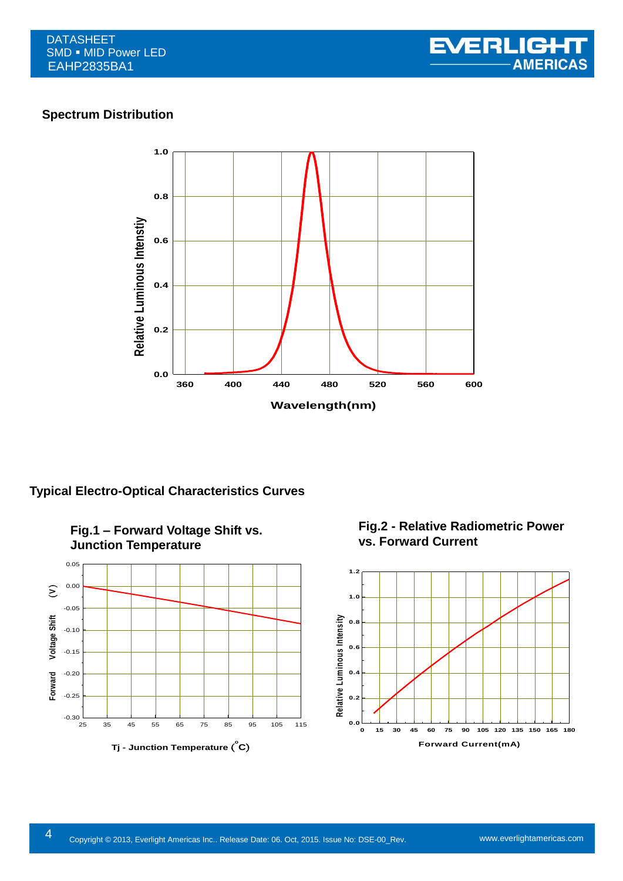## Spectrum Distribution

## Typical Electro-Optical Characteristics Curves

**Fig.1 – Forward Voltage Shift vs. Junction Temperature**

**Fig.2 - Relative Radiometric Power vs. Forward Current**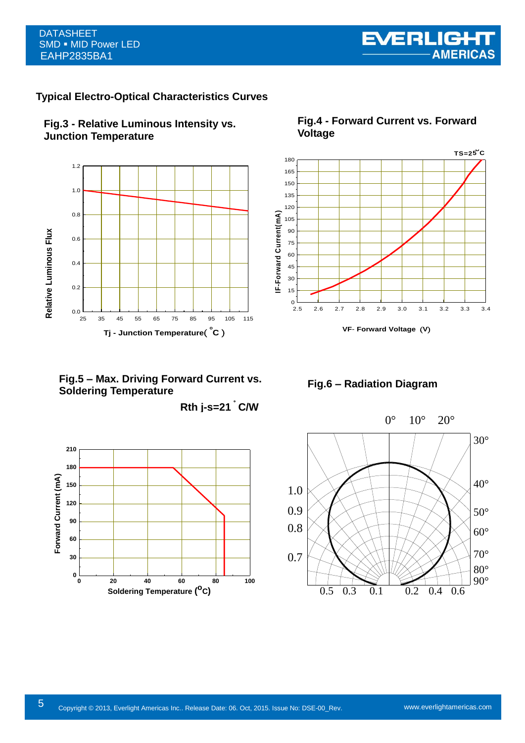## Typical Electro-Optical Characteristics Curves

### Fig.3 - Relative Luminous Intensity vs. Junction Temperature

Relative Luminous Flux

Tj - Junction Temperature( °C )

### Fig.4 - Forward Current vs. Forward Voltage

TS=25°C

IF-Forward Current(mA)

VF- Forward Voltage (V)

### Fig.5 – Max. Driving Forward Current vs. Soldering Temperature

Rth j-s=21 °C/W

Forward Current (mA)

Soldering Temperature (°C)

### Fig.6 – Radiation Diagram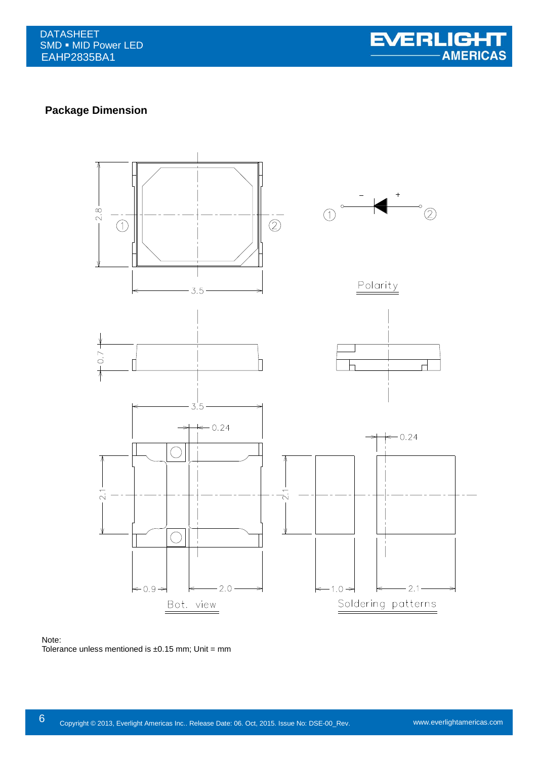## Package Dimension

Polarity

Bot. view

Soldering patterns

Note:
Tolerance unless mentioned is ±0.15 mm; Unit = mm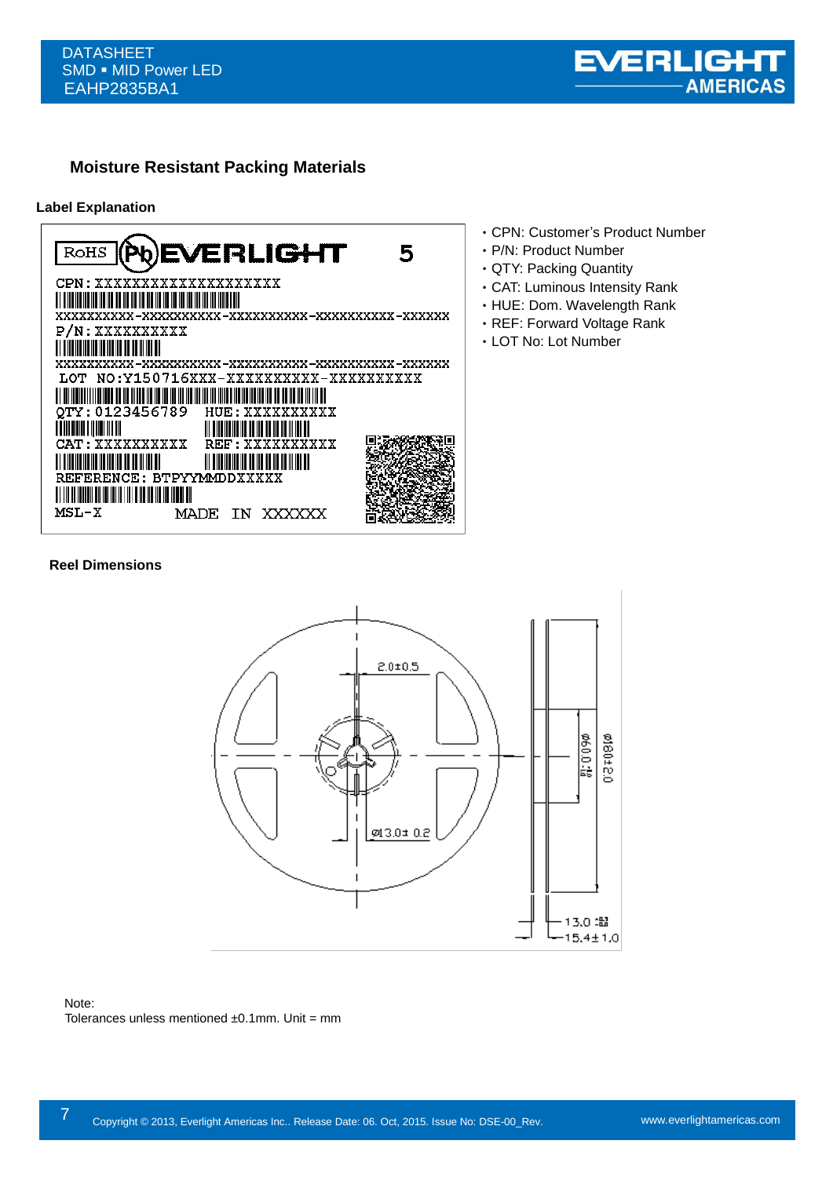## Moisture Resistant Packing Materials

### Label Explanation

- CPN: Customer's Product Number
- P/N: Product Number
- QTY: Packing Quantity
- CAT: Luminous Intensity Rank
- HUE: Dom. Wavelength Rank
- REF: Forward Voltage Rank
- LOT No: Lot Number

### Reel Dimensions

Note:
Tolerances unless mentioned ±0.1mm. Unit = mm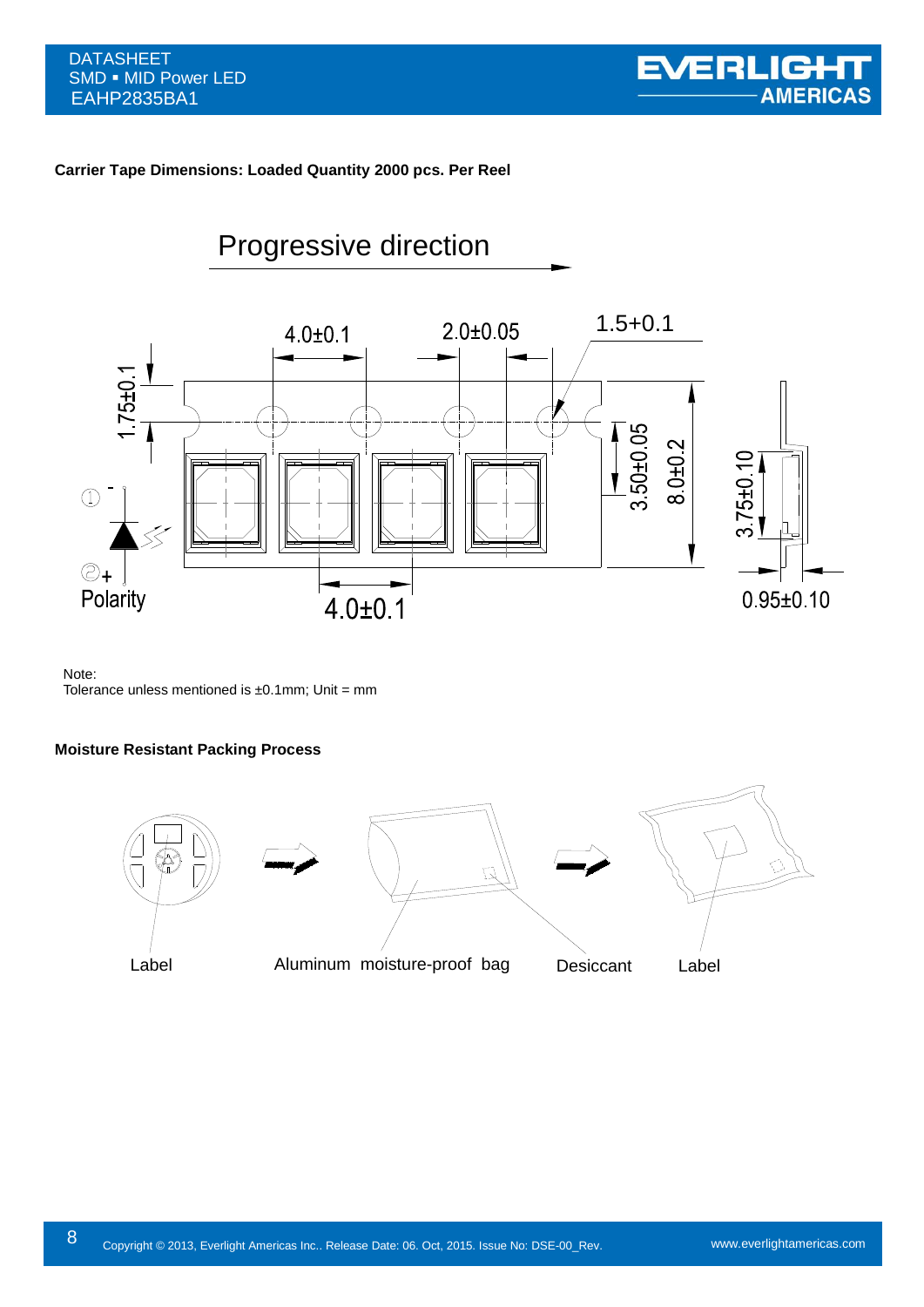**Carrier Tape Dimensions: Loaded Quantity 2000 pcs. Per Reel**

Progressive direction

4.0±0.1 2.0±0.05 1.5+0.1

1.75±0.1

3.50±0.05 8.0±0.2 3.75±0.10

① -

②+

Polarity

4.0±0.1

0.95±0.10

Note:
Tolerance unless mentioned is ±0.1mm; Unit = mm

**Moisture Resistant Packing Process**

Label Aluminum moisture-proof bag Desiccant Label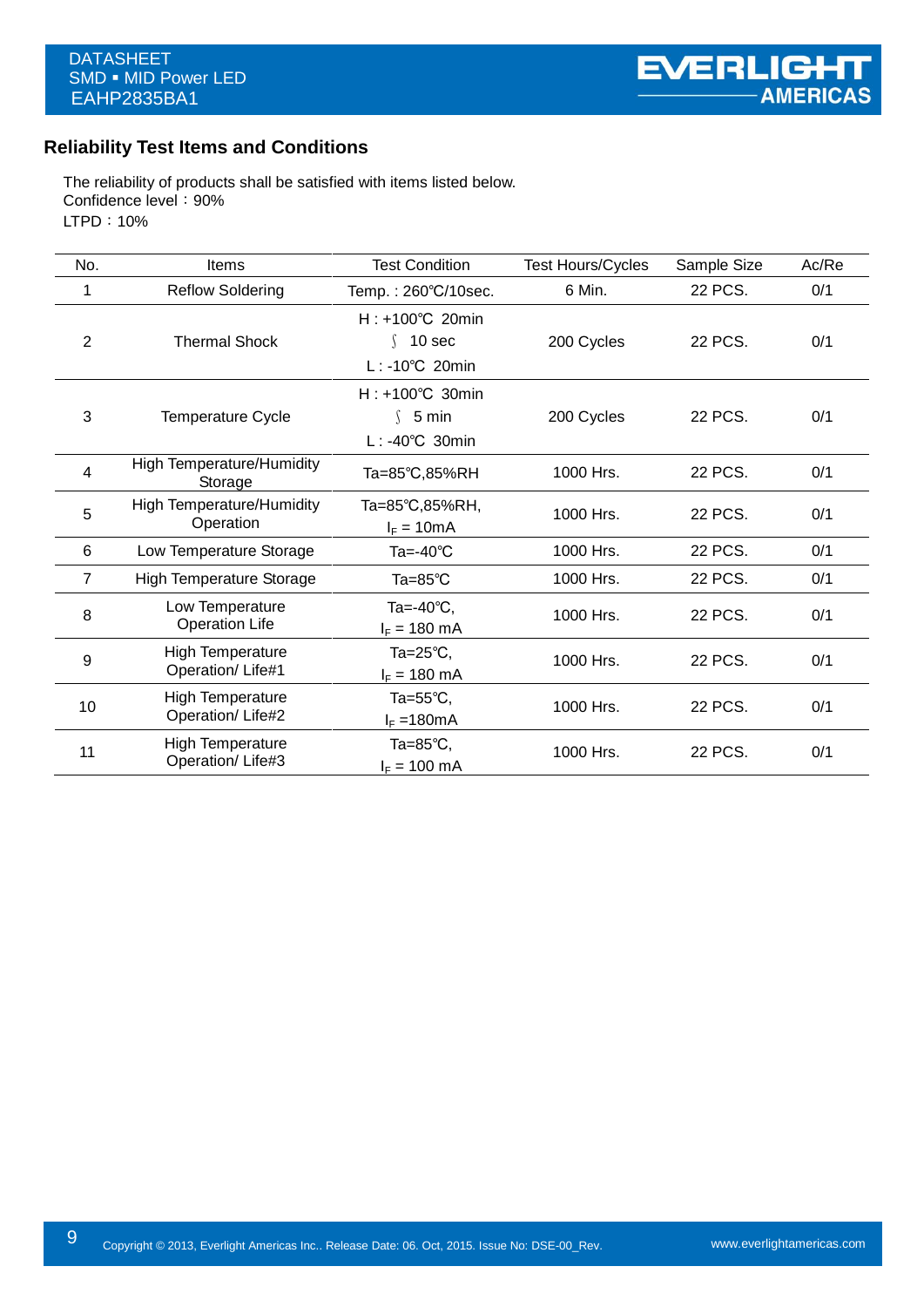## Reliability Test Items and Conditions

The reliability of products shall be satisfied with items listed below.
Confidence level：90%
LTPD：10%

| No. | Items | Test Condition | Test Hours/Cycles | Sample Size | Ac/Re |
|---|---|---|---|---|---|
| 1 | Reflow Soldering | Temp. : 260℃/10sec. | 6 Min. | 22 PCS. | 0/1 |
| 2 | Thermal Shock | H : +100℃ 20min ∫ 10 sec L : -10℃ 20min | 200 Cycles | 22 PCS. | 0/1 |
| 3 | Temperature Cycle | H : +100℃ 30min ∫ 5 min L : -40℃ 30min | 200 Cycles | 22 PCS. | 0/1 |
| 4 | High Temperature/Humidity Storage | Ta=85℃,85%RH | 1000 Hrs. | 22 PCS. | 0/1 |
| 5 | High Temperature/Humidity Operation | Ta=85℃,85%RH, $I_F$ = 10mA | 1000 Hrs. | 22 PCS. | 0/1 |
| 6 | Low Temperature Storage | Ta=-40℃ | 1000 Hrs. | 22 PCS. | 0/1 |
| 7 | High Temperature Storage | Ta=85℃ | 1000 Hrs. | 22 PCS. | 0/1 |
| 8 | Low Temperature Operation Life | Ta=-40℃, $I_F$ = 180 mA | 1000 Hrs. | 22 PCS. | 0/1 |
| 9 | High Temperature Operation/ Life#1 | Ta=25℃, $I_F$ = 180 mA | 1000 Hrs. | 22 PCS. | 0/1 |
| 10 | High Temperature Operation/ Life#2 | Ta=55℃, $I_F$ =180mA | 1000 Hrs. | 22 PCS. | 0/1 |
| 11 | High Temperature Operation/ Life#3 | Ta=85℃, $I_F$ = 100 mA | 1000 Hrs. | 22 PCS. | 0/1 |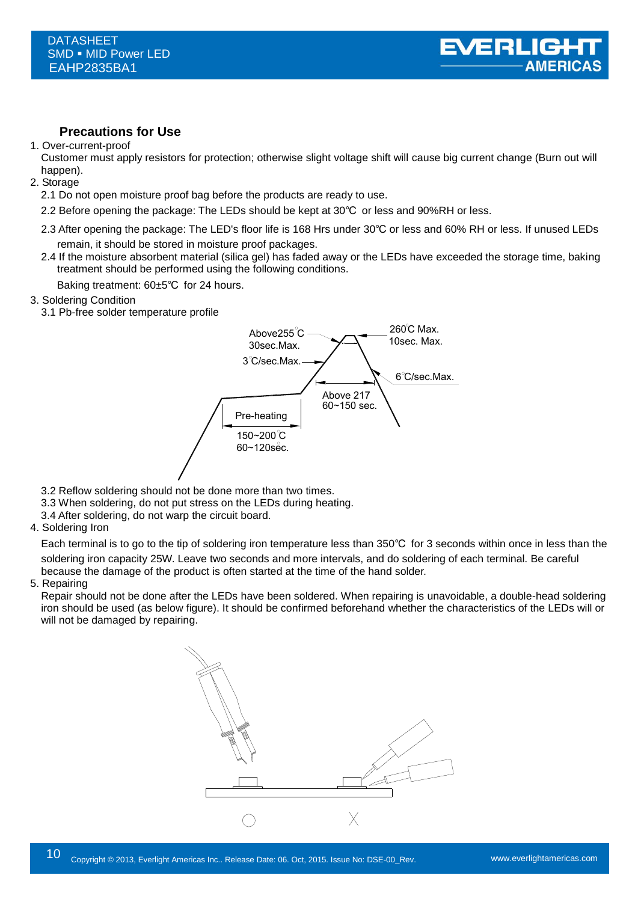## Precautions for Use

1. Over-current-proof
   Customer must apply resistors for protection; otherwise slight voltage shift will cause big current change (Burn out will happen).
2. Storage
   2.1 Do not open moisture proof bag before the products are ready to use.
   2.2 Before opening the package: The LEDs should be kept at 30℃ or less and 90%RH or less.
   2.3 After opening the package: The LED's floor life is 168 Hrs under 30℃ or less and 60% RH or less. If unused LEDs remain, it should be stored in moisture proof packages.
   2.4 If the moisture absorbent material (silica gel) has faded away or the LEDs have exceeded the storage time, baking treatment should be performed using the following conditions.
   Baking treatment: 60±5℃ for 24 hours.
3. Soldering Condition
   3.1 Pb-free solder temperature profile

Above255°C
30sec.Max.
3°C/sec.Max.
260°C Max.
10sec. Max.
6°C/sec.Max.
Above 217
60~150 sec.
Pre-heating
150~200°C
60~120sec.

   3.2 Reflow soldering should not be done more than two times.
   3.3 When soldering, do not put stress on the LEDs during heating.
   3.4 After soldering, do not warp the circuit board.
4. Soldering Iron
   Each terminal is to go to the tip of soldering iron temperature less than 350℃ for 3 seconds within once in less than the soldering iron capacity 25W. Leave two seconds and more intervals, and do soldering of each terminal. Be careful because the damage of the product is often started at the time of the hand solder.
5. Repairing
   Repair should not be done after the LEDs have been soldered. When repairing is unavoidable, a double-head soldering iron should be used (as below figure). It should be confirmed beforehand whether the characteristics of the LEDs will or will not be damaged by repairing.

○ ╳